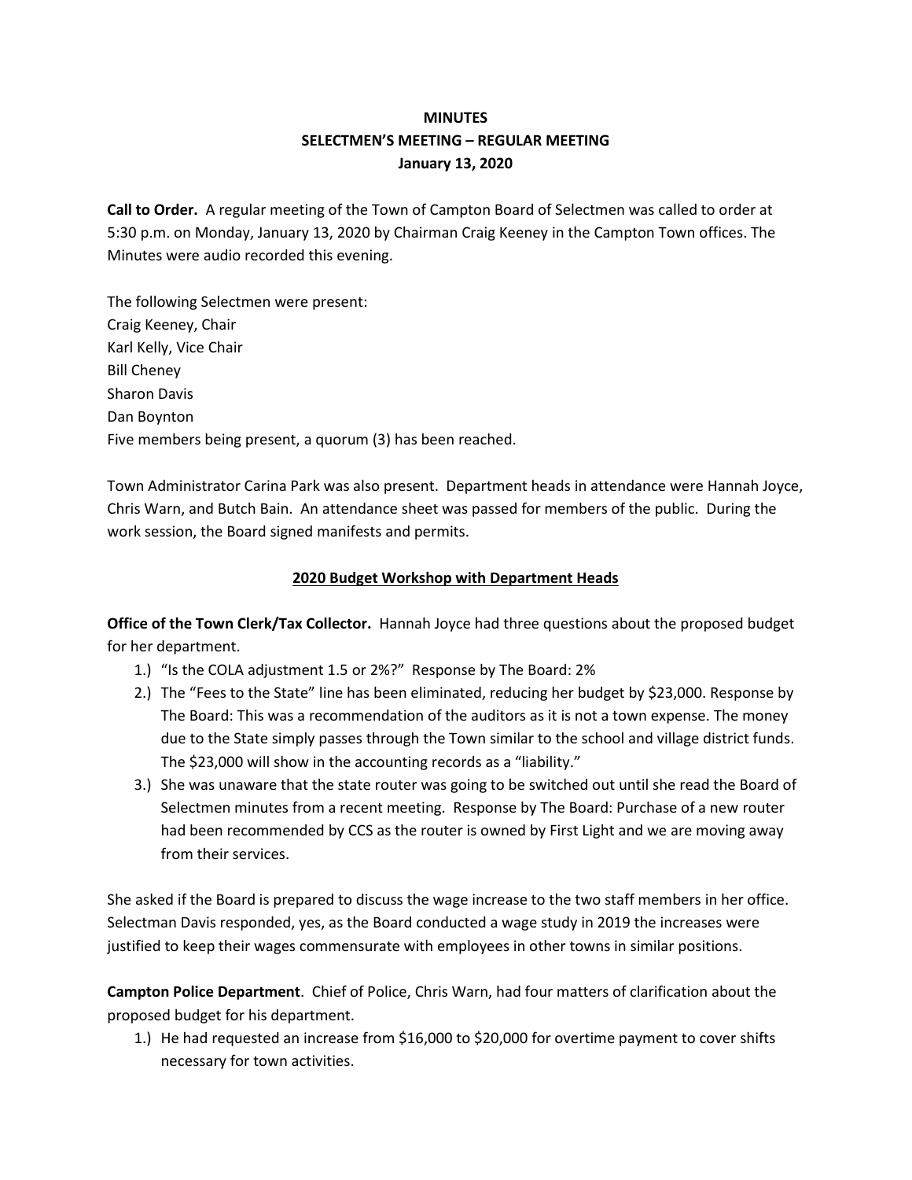# MINUTES
## SELECTMEN'S MEETING – REGULAR MEETING
### January 13, 2020

**Call to Order.** A regular meeting of the Town of Campton Board of Selectmen was called to order at 5:30 p.m. on Monday, January 13, 2020 by Chairman Craig Keeney in the Campton Town offices. The Minutes were audio recorded this evening.

The following Selectmen were present:
Craig Keeney, Chair
Karl Kelly, Vice Chair
Bill Cheney
Sharon Davis
Dan Boynton
Five members being present, a quorum (3) has been reached.

Town Administrator Carina Park was also present. Department heads in attendance were Hannah Joyce, Chris Warn, and Butch Bain. An attendance sheet was passed for members of the public. During the work session, the Board signed manifests and permits.

**2020 Budget Workshop with Department Heads**

**Office of the Town Clerk/Tax Collector.** Hannah Joyce had three questions about the proposed budget for her department.

1.) "Is the COLA adjustment 1.5 or 2%?" Response by The Board: 2%
2.) The "Fees to the State" line has been eliminated, reducing her budget by $23,000. Response by The Board: This was a recommendation of the auditors as it is not a town expense. The money due to the State simply passes through the Town similar to the school and village district funds. The $23,000 will show in the accounting records as a "liability."
3.) She was unaware that the state router was going to be switched out until she read the Board of Selectmen minutes from a recent meeting. Response by The Board: Purchase of a new router had been recommended by CCS as the router is owned by First Light and we are moving away from their services.

She asked if the Board is prepared to discuss the wage increase to the two staff members in her office. Selectman Davis responded, yes, as the Board conducted a wage study in 2019 the increases were justified to keep their wages commensurate with employees in other towns in similar positions.

**Campton Police Department**. Chief of Police, Chris Warn, had four matters of clarification about the proposed budget for his department.

1.) He had requested an increase from $16,000 to $20,000 for overtime payment to cover shifts necessary for town activities.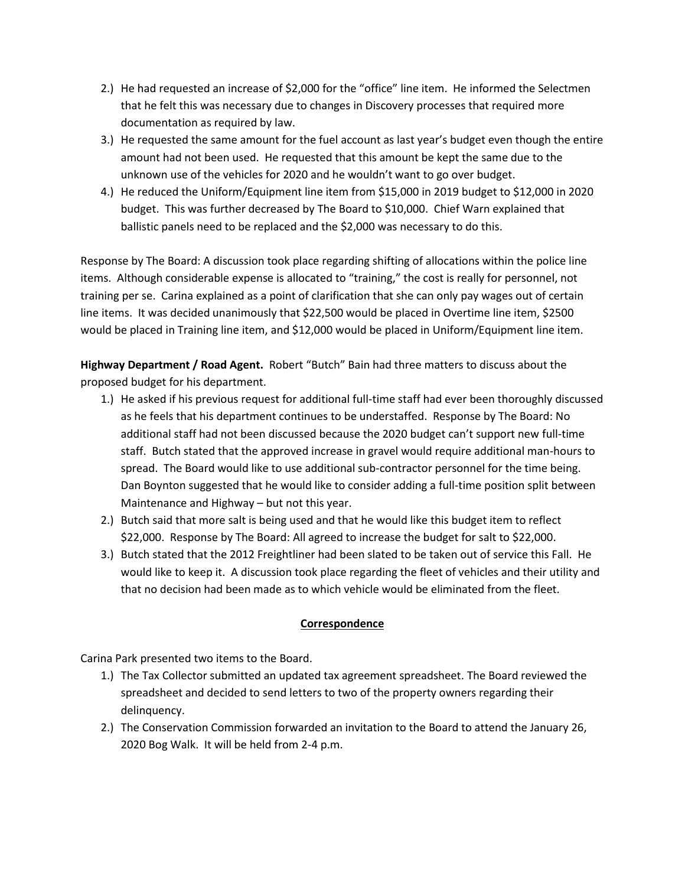2.) He had requested an increase of $2,000 for the "office" line item. He informed the Selectmen that he felt this was necessary due to changes in Discovery processes that required more documentation as required by law.
3.) He requested the same amount for the fuel account as last year's budget even though the entire amount had not been used. He requested that this amount be kept the same due to the unknown use of the vehicles for 2020 and he wouldn't want to go over budget.
4.) He reduced the Uniform/Equipment line item from $15,000 in 2019 budget to $12,000 in 2020 budget. This was further decreased by The Board to $10,000. Chief Warn explained that ballistic panels need to be replaced and the $2,000 was necessary to do this.

Response by The Board: A discussion took place regarding shifting of allocations within the police line items. Although considerable expense is allocated to "training," the cost is really for personnel, not training per se. Carina explained as a point of clarification that she can only pay wages out of certain line items. It was decided unanimously that $22,500 would be placed in Overtime line item, $2500 would be placed in Training line item, and $12,000 would be placed in Uniform/Equipment line item.

**Highway Department / Road Agent.** Robert "Butch" Bain had three matters to discuss about the proposed budget for his department.

1.) He asked if his previous request for additional full-time staff had ever been thoroughly discussed as he feels that his department continues to be understaffed. Response by The Board: No additional staff had not been discussed because the 2020 budget can't support new full-time staff. Butch stated that the approved increase in gravel would require additional man-hours to spread. The Board would like to use additional sub-contractor personnel for the time being. Dan Boynton suggested that he would like to consider adding a full-time position split between Maintenance and Highway – but not this year.
2.) Butch said that more salt is being used and that he would like this budget item to reflect $22,000. Response by The Board: All agreed to increase the budget for salt to $22,000.
3.) Butch stated that the 2012 Freightliner had been slated to be taken out of service this Fall. He would like to keep it. A discussion took place regarding the fleet of vehicles and their utility and that no decision had been made as to which vehicle would be eliminated from the fleet.

## Correspondence

Carina Park presented two items to the Board.

1.) The Tax Collector submitted an updated tax agreement spreadsheet. The Board reviewed the spreadsheet and decided to send letters to two of the property owners regarding their delinquency.
2.) The Conservation Commission forwarded an invitation to the Board to attend the January 26, 2020 Bog Walk. It will be held from 2-4 p.m.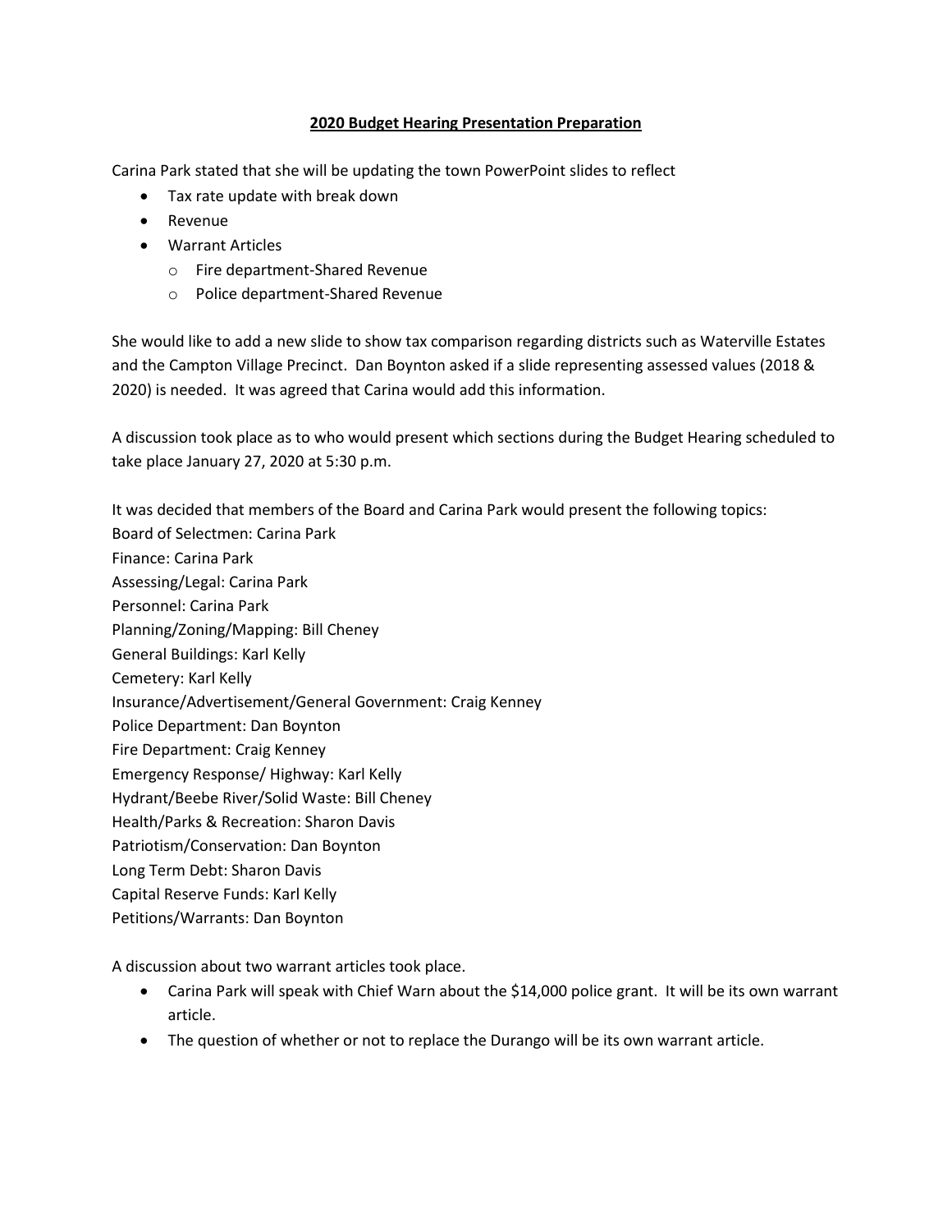**2020 Budget Hearing Presentation Preparation**

Carina Park stated that she will be updating the town PowerPoint slides to reflect

- Tax rate update with break down
- Revenue
- Warrant Articles
    - Fire department-Shared Revenue
    - Police department-Shared Revenue

She would like to add a new slide to show tax comparison regarding districts such as Waterville Estates and the Campton Village Precinct. Dan Boynton asked if a slide representing assessed values (2018 & 2020) is needed. It was agreed that Carina would add this information.

A discussion took place as to who would present which sections during the Budget Hearing scheduled to take place January 27, 2020 at 5:30 p.m.

It was decided that members of the Board and Carina Park would present the following topics:
Board of Selectmen: Carina Park
Finance: Carina Park
Assessing/Legal: Carina Park
Personnel: Carina Park
Planning/Zoning/Mapping: Bill Cheney
General Buildings: Karl Kelly
Cemetery: Karl Kelly
Insurance/Advertisement/General Government: Craig Kenney
Police Department: Dan Boynton
Fire Department: Craig Kenney
Emergency Response/ Highway: Karl Kelly
Hydrant/Beebe River/Solid Waste: Bill Cheney
Health/Parks & Recreation: Sharon Davis
Patriotism/Conservation: Dan Boynton
Long Term Debt: Sharon Davis
Capital Reserve Funds: Karl Kelly
Petitions/Warrants: Dan Boynton

A discussion about two warrant articles took place.

- Carina Park will speak with Chief Warn about the $14,000 police grant. It will be its own warrant article.
- The question of whether or not to replace the Durango will be its own warrant article.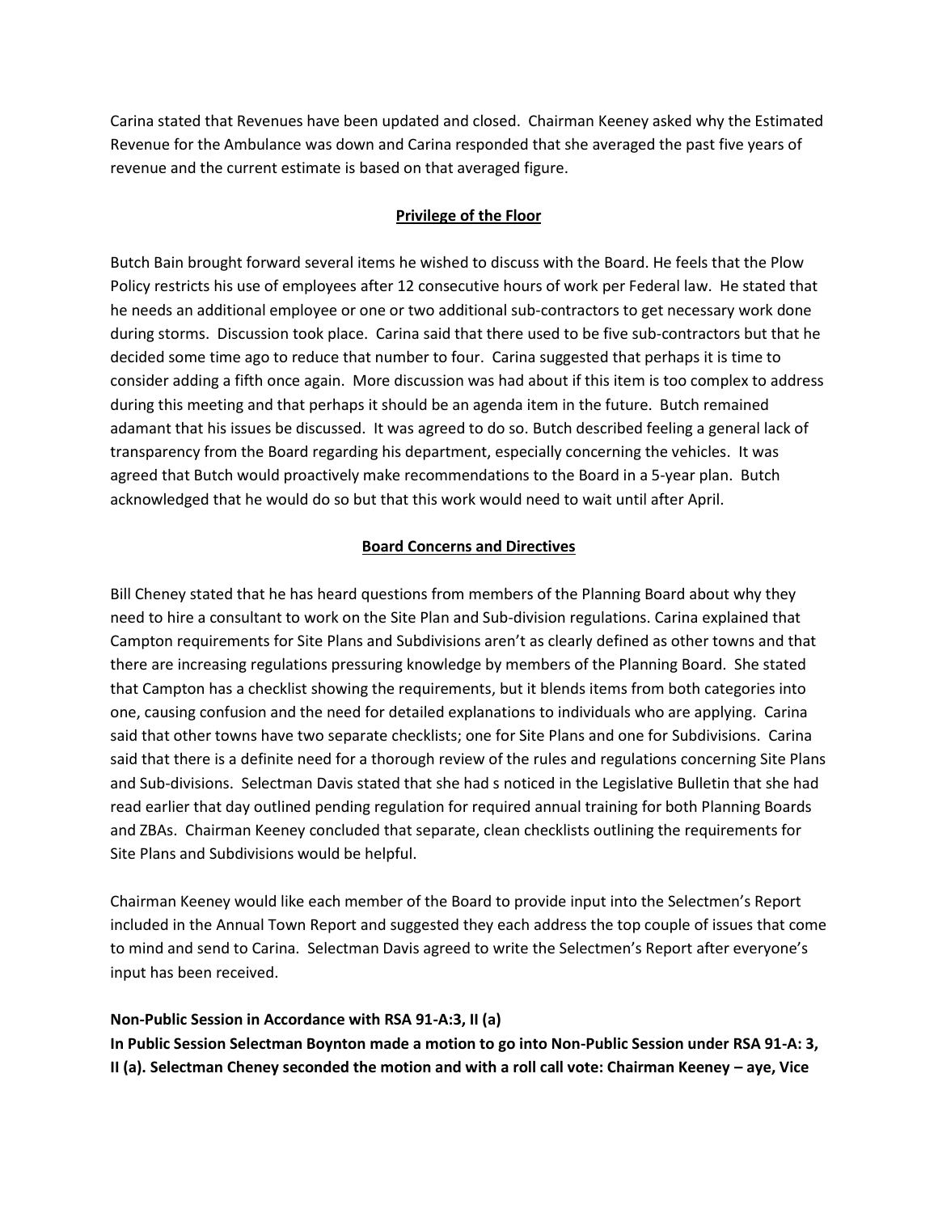Carina stated that Revenues have been updated and closed. Chairman Keeney asked why the Estimated Revenue for the Ambulance was down and Carina responded that she averaged the past five years of revenue and the current estimate is based on that averaged figure.

## Privilege of the Floor

Butch Bain brought forward several items he wished to discuss with the Board. He feels that the Plow Policy restricts his use of employees after 12 consecutive hours of work per Federal law. He stated that he needs an additional employee or one or two additional sub-contractors to get necessary work done during storms. Discussion took place. Carina said that there used to be five sub-contractors but that he decided some time ago to reduce that number to four. Carina suggested that perhaps it is time to consider adding a fifth once again. More discussion was had about if this item is too complex to address during this meeting and that perhaps it should be an agenda item in the future. Butch remained adamant that his issues be discussed. It was agreed to do so. Butch described feeling a general lack of transparency from the Board regarding his department, especially concerning the vehicles. It was agreed that Butch would proactively make recommendations to the Board in a 5-year plan. Butch acknowledged that he would do so but that this work would need to wait until after April.

## Board Concerns and Directives

Bill Cheney stated that he has heard questions from members of the Planning Board about why they need to hire a consultant to work on the Site Plan and Sub-division regulations. Carina explained that Campton requirements for Site Plans and Subdivisions aren't as clearly defined as other towns and that there are increasing regulations pressuring knowledge by members of the Planning Board. She stated that Campton has a checklist showing the requirements, but it blends items from both categories into one, causing confusion and the need for detailed explanations to individuals who are applying. Carina said that other towns have two separate checklists; one for Site Plans and one for Subdivisions. Carina said that there is a definite need for a thorough review of the rules and regulations concerning Site Plans and Sub-divisions. Selectman Davis stated that she had s noticed in the Legislative Bulletin that she had read earlier that day outlined pending regulation for required annual training for both Planning Boards and ZBAs. Chairman Keeney concluded that separate, clean checklists outlining the requirements for Site Plans and Subdivisions would be helpful.

Chairman Keeney would like each member of the Board to provide input into the Selectmen's Report included in the Annual Town Report and suggested they each address the top couple of issues that come to mind and send to Carina. Selectman Davis agreed to write the Selectmen's Report after everyone's input has been received.

**Non-Public Session in Accordance with RSA 91-A:3, II (a)**

**In Public Session Selectman Boynton made a motion to go into Non-Public Session under RSA 91-A: 3, II (a). Selectman Cheney seconded the motion and with a roll call vote: Chairman Keeney – aye, Vice**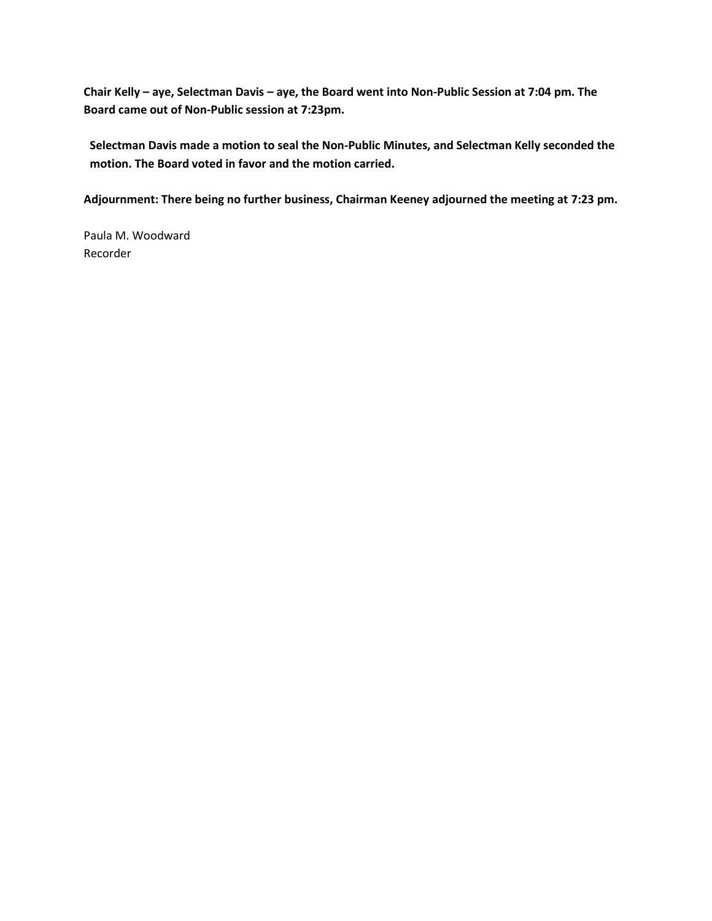**Chair Kelly – aye, Selectman Davis – aye, the Board went into Non-Public Session at 7:04 pm. The Board came out of Non-Public session at 7:23pm.**

**Selectman Davis made a motion to seal the Non-Public Minutes, and Selectman Kelly seconded the motion. The Board voted in favor and the motion carried.**

**Adjournment: There being no further business, Chairman Keeney adjourned the meeting at 7:23 pm.**

Paula M. Woodward
Recorder